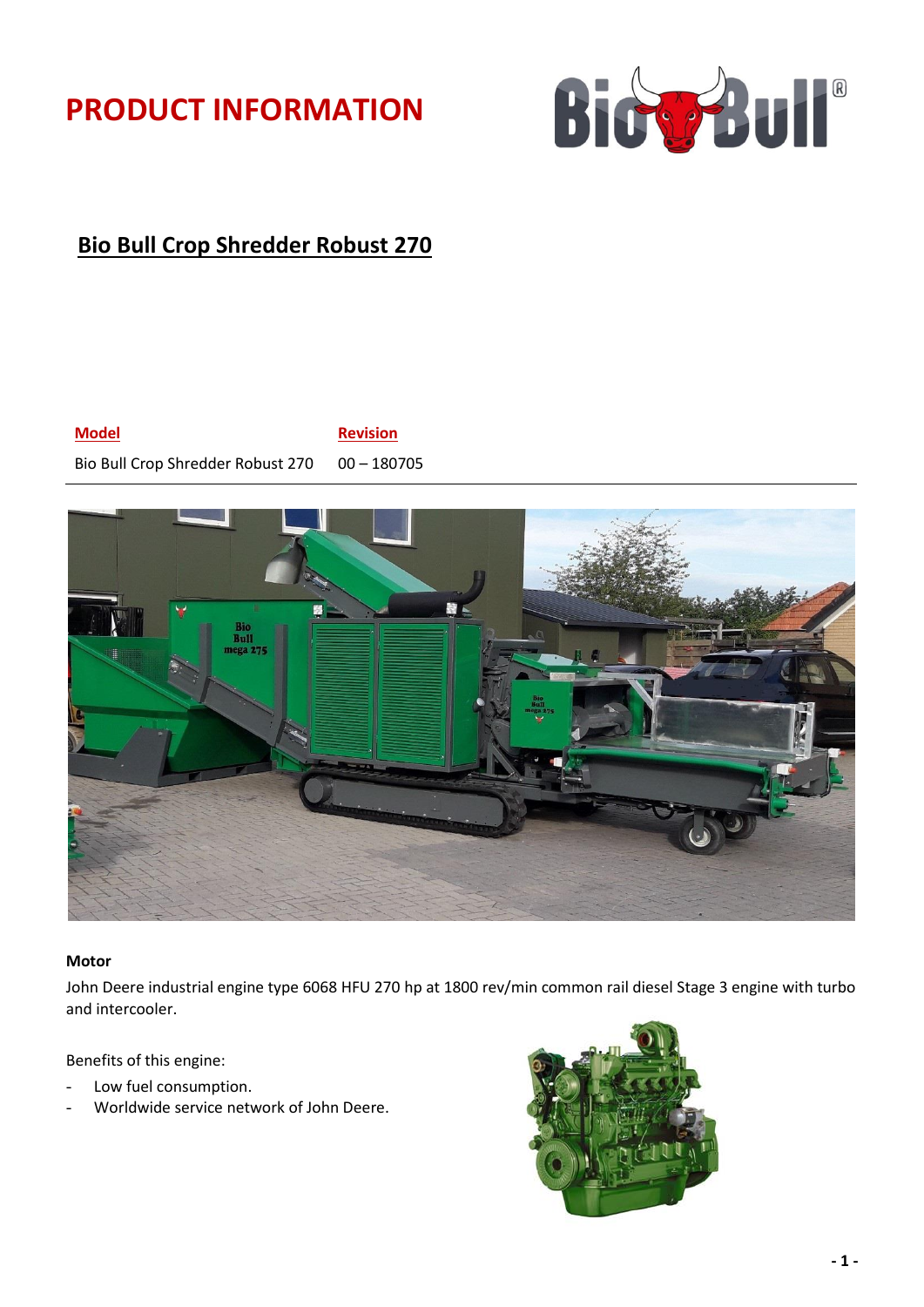# PRODUCT INFORMATION

## Bio Bull Crop Shredder Robust 270

| Model | Revision |
|---|---|
| Bio Bull Crop Shredder Robust 270 | 00 – 180705 |

**Motor**

John Deere industrial engine type 6068 HFU 270 hp at 1800 rev/min common rail diesel Stage 3 engine with turbo and intercooler.

Benefits of this engine:

- Low fuel consumption.
- Worldwide service network of John Deere.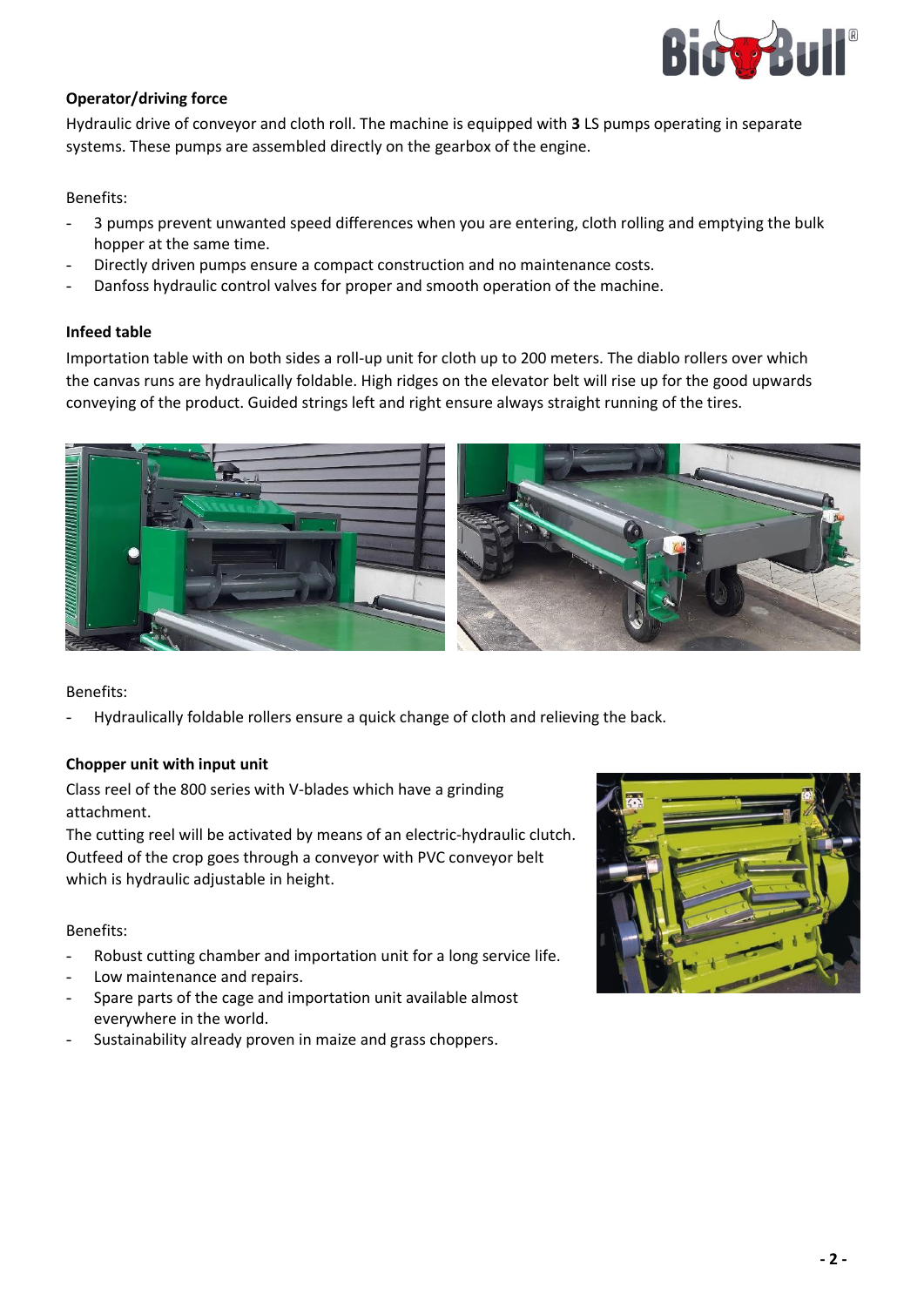**Operator/driving force**

Hydraulic drive of conveyor and cloth roll. The machine is equipped with **3** LS pumps operating in separate systems. These pumps are assembled directly on the gearbox of the engine.

Benefits:

- 3 pumps prevent unwanted speed differences when you are entering, cloth rolling and emptying the bulk hopper at the same time.
- Directly driven pumps ensure a compact construction and no maintenance costs.
- Danfoss hydraulic control valves for proper and smooth operation of the machine.

**Infeed table**

Importation table with on both sides a roll-up unit for cloth up to 200 meters. The diablo rollers over which the canvas runs are hydraulically foldable. High ridges on the elevator belt will rise up for the good upwards conveying of the product. Guided strings left and right ensure always straight running of the tires.

Benefits:

- Hydraulically foldable rollers ensure a quick change of cloth and relieving the back.

**Chopper unit with input unit**

Class reel of the 800 series with V-blades which have a grinding attachment.

The cutting reel will be activated by means of an electric-hydraulic clutch. Outfeed of the crop goes through a conveyor with PVC conveyor belt which is hydraulic adjustable in height.

Benefits:

- Robust cutting chamber and importation unit for a long service life.
- Low maintenance and repairs.
- Spare parts of the cage and importation unit available almost everywhere in the world.
- Sustainability already proven in maize and grass choppers.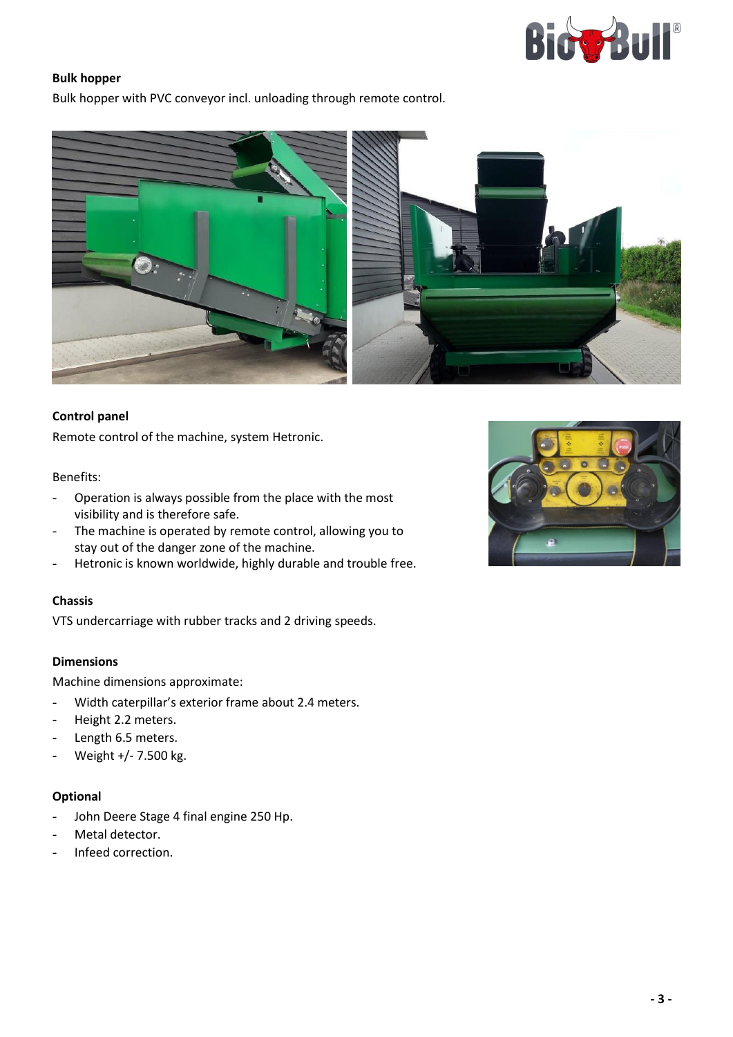**Bulk hopper**

Bulk hopper with PVC conveyor incl. unloading through remote control.

**Control panel**

Remote control of the machine, system Hetronic.

Benefits:

- Operation is always possible from the place with the most visibility and is therefore safe.
- The machine is operated by remote control, allowing you to stay out of the danger zone of the machine.
- Hetronic is known worldwide, highly durable and trouble free.

**Chassis**

VTS undercarriage with rubber tracks and 2 driving speeds.

**Dimensions**

Machine dimensions approximate:

- Width caterpillar's exterior frame about 2.4 meters.
- Height 2.2 meters.
- Length 6.5 meters.
- Weight +/- 7.500 kg.

**Optional**

- John Deere Stage 4 final engine 250 Hp.
- Metal detector.
- Infeed correction.